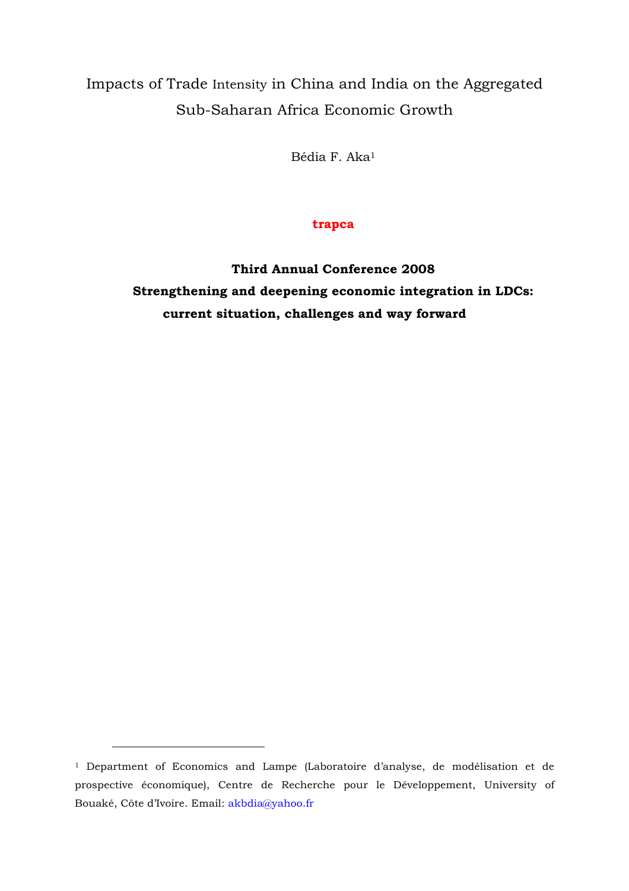# Impacts of Trade Intensity in China and India on the Aggregated Sub-Saharan Africa Economic Growth

Bédia F. Aka[1]

**trapca**

**Third Annual Conference 2008**

**Strengthening and deepening economic integration in LDCs: current situation, challenges and way forward**

---

[1] Department of Economics and Lampe (Laboratoire d'analyse, de modélisation et de prospective économique), Centre de Recherche pour le Développement, University of Bouaké, Côte d'Ivoire. Email: akbdia@yahoo.fr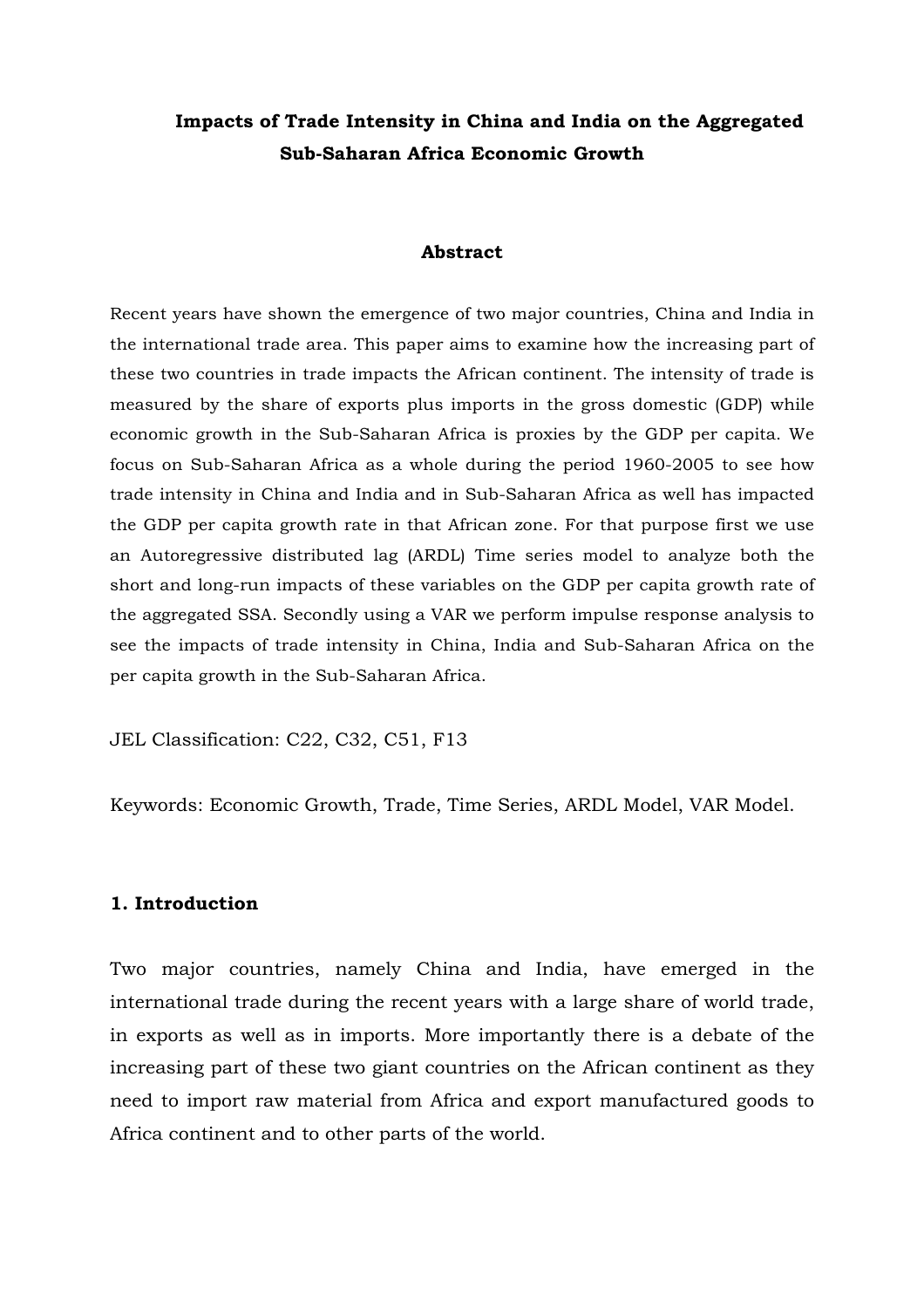# Impacts of Trade Intensity in China and India on the Aggregated Sub-Saharan Africa Economic Growth

## Abstract

Recent years have shown the emergence of two major countries, China and India in the international trade area. This paper aims to examine how the increasing part of these two countries in trade impacts the African continent. The intensity of trade is measured by the share of exports plus imports in the gross domestic (GDP) while economic growth in the Sub-Saharan Africa is proxies by the GDP per capita. We focus on Sub-Saharan Africa as a whole during the period 1960-2005 to see how trade intensity in China and India and in Sub-Saharan Africa as well has impacted the GDP per capita growth rate in that African zone. For that purpose first we use an Autoregressive distributed lag (ARDL) Time series model to analyze both the short and long-run impacts of these variables on the GDP per capita growth rate of the aggregated SSA. Secondly using a VAR we perform impulse response analysis to see the impacts of trade intensity in China, India and Sub-Saharan Africa on the per capita growth in the Sub-Saharan Africa.

JEL Classification: C22, C32, C51, F13

Keywords: Economic Growth, Trade, Time Series, ARDL Model, VAR Model.

## 1. Introduction

Two major countries, namely China and India, have emerged in the international trade during the recent years with a large share of world trade, in exports as well as in imports. More importantly there is a debate of the increasing part of these two giant countries on the African continent as they need to import raw material from Africa and export manufactured goods to Africa continent and to other parts of the world.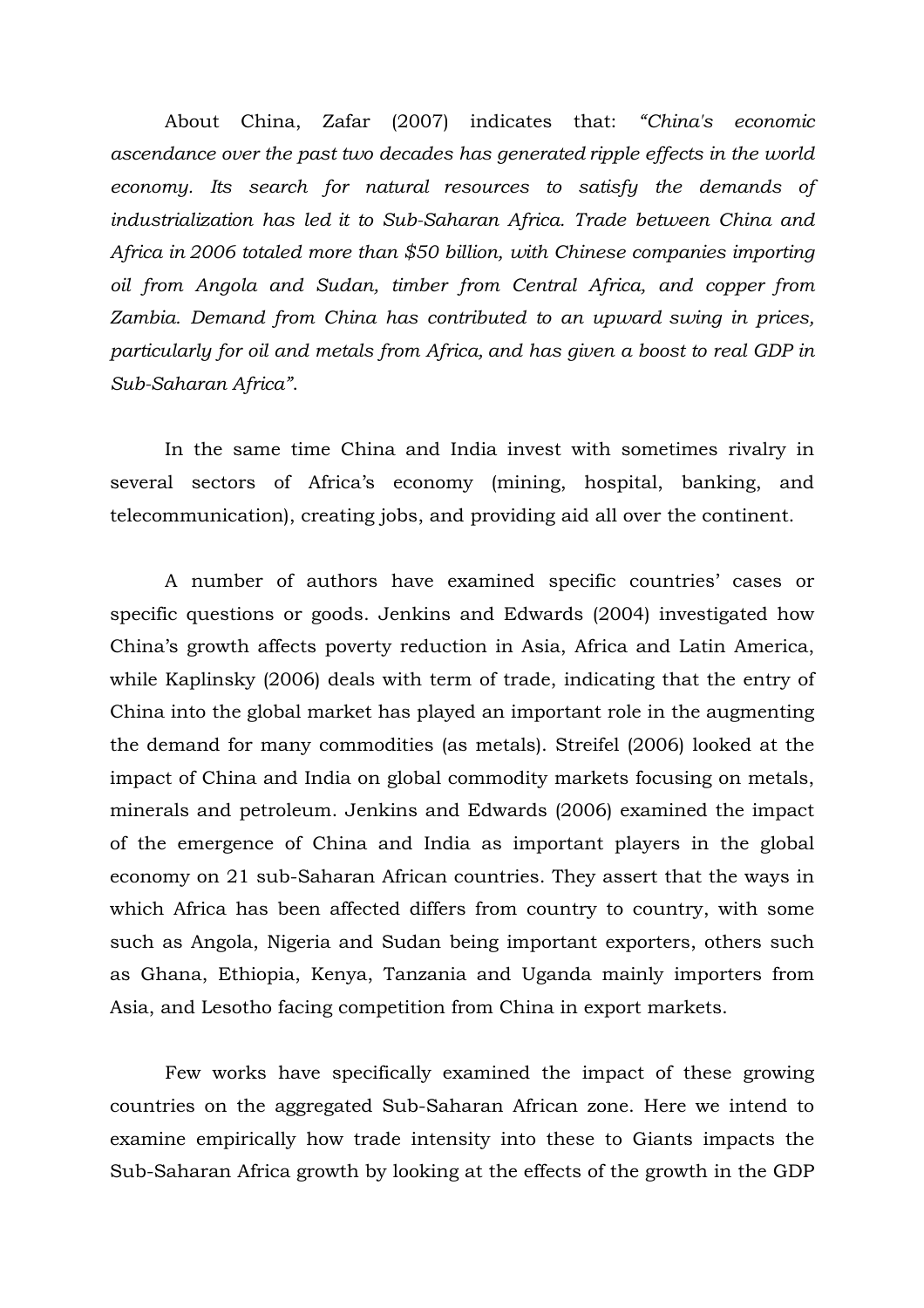About China, Zafar (2007) indicates that: *"China's economic ascendance over the past two decades has generated ripple effects in the world economy. Its search for natural resources to satisfy the demands of industrialization has led it to Sub-Saharan Africa. Trade between China and Africa in 2006 totaled more than $50 billion, with Chinese companies importing oil from Angola and Sudan, timber from Central Africa, and copper from Zambia. Demand from China has contributed to an upward swing in prices, particularly for oil and metals from Africa, and has given a boost to real GDP in Sub-Saharan Africa"*.

In the same time China and India invest with sometimes rivalry in several sectors of Africa's economy (mining, hospital, banking, and telecommunication), creating jobs, and providing aid all over the continent.

A number of authors have examined specific countries' cases or specific questions or goods. Jenkins and Edwards (2004) investigated how China's growth affects poverty reduction in Asia, Africa and Latin America, while Kaplinsky (2006) deals with term of trade, indicating that the entry of China into the global market has played an important role in the augmenting the demand for many commodities (as metals). Streifel (2006) looked at the impact of China and India on global commodity markets focusing on metals, minerals and petroleum. Jenkins and Edwards (2006) examined the impact of the emergence of China and India as important players in the global economy on 21 sub-Saharan African countries. They assert that the ways in which Africa has been affected differs from country to country, with some such as Angola, Nigeria and Sudan being important exporters, others such as Ghana, Ethiopia, Kenya, Tanzania and Uganda mainly importers from Asia, and Lesotho facing competition from China in export markets.

Few works have specifically examined the impact of these growing countries on the aggregated Sub-Saharan African zone. Here we intend to examine empirically how trade intensity into these to Giants impacts the Sub-Saharan Africa growth by looking at the effects of the growth in the GDP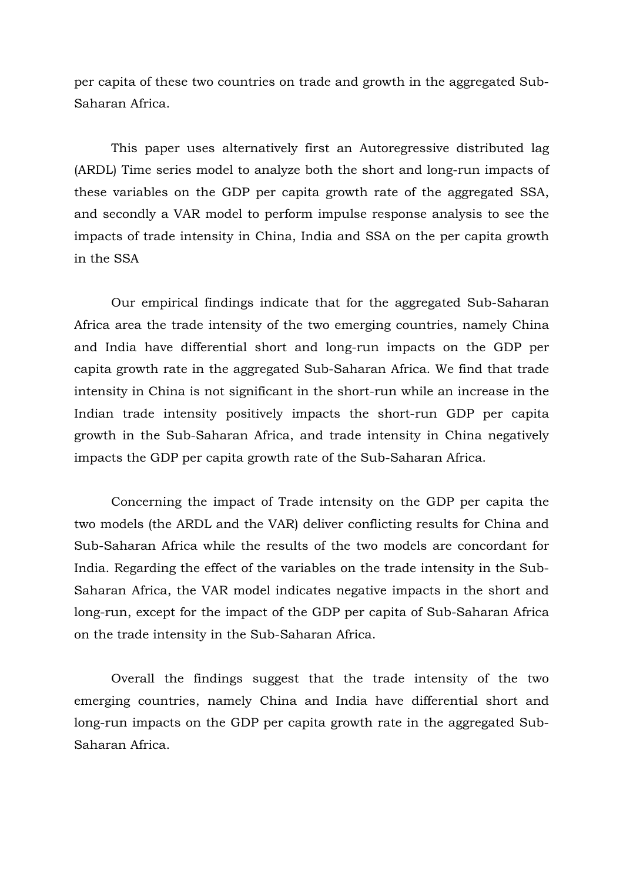per capita of these two countries on trade and growth in the aggregated Sub-Saharan Africa.

This paper uses alternatively first an Autoregressive distributed lag (ARDL) Time series model to analyze both the short and long-run impacts of these variables on the GDP per capita growth rate of the aggregated SSA, and secondly a VAR model to perform impulse response analysis to see the impacts of trade intensity in China, India and SSA on the per capita growth in the SSA

Our empirical findings indicate that for the aggregated Sub-Saharan Africa area the trade intensity of the two emerging countries, namely China and India have differential short and long-run impacts on the GDP per capita growth rate in the aggregated Sub-Saharan Africa. We find that trade intensity in China is not significant in the short-run while an increase in the Indian trade intensity positively impacts the short-run GDP per capita growth in the Sub-Saharan Africa, and trade intensity in China negatively impacts the GDP per capita growth rate of the Sub-Saharan Africa.

Concerning the impact of Trade intensity on the GDP per capita the two models (the ARDL and the VAR) deliver conflicting results for China and Sub-Saharan Africa while the results of the two models are concordant for India. Regarding the effect of the variables on the trade intensity in the Sub-Saharan Africa, the VAR model indicates negative impacts in the short and long-run, except for the impact of the GDP per capita of Sub-Saharan Africa on the trade intensity in the Sub-Saharan Africa.

Overall the findings suggest that the trade intensity of the two emerging countries, namely China and India have differential short and long-run impacts on the GDP per capita growth rate in the aggregated Sub-Saharan Africa.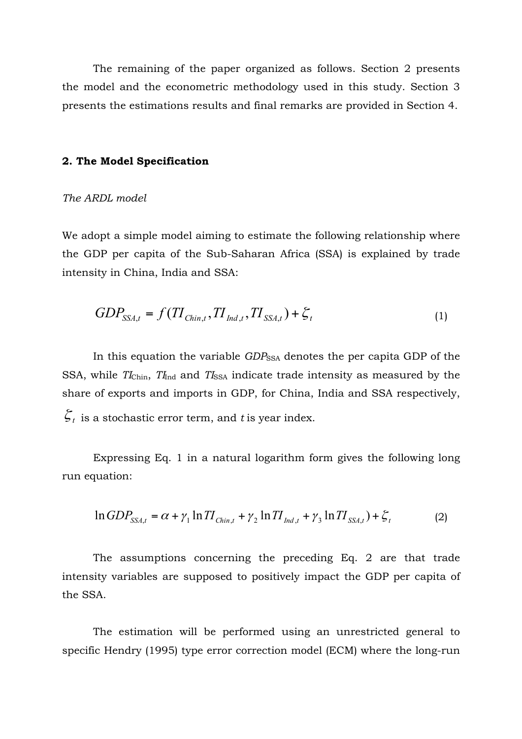The remaining of the paper organized as follows. Section 2 presents the model and the econometric methodology used in this study. Section 3 presents the estimations results and final remarks are provided in Section 4.

## 2. The Model Specification

*The ARDL model*

We adopt a simple model aiming to estimate the following relationship where the GDP per capita of the Sub-Saharan Africa (SSA) is explained by trade intensity in China, India and SSA:

$$GDP_{SSA,t} = f(TI_{Chin,t}, TI_{Ind,t}, TI_{SSA,t}) + \zeta_t \tag{1}$$

In this equation the variable $GDP_{SSA}$ denotes the per capita GDP of the SSA, while $TI_{Chin}$, $TI_{Ind}$ and $TI_{SSA}$ indicate trade intensity as measured by the share of exports and imports in GDP, for China, India and SSA respectively, $\zeta_t$ is a stochastic error term, and $t$ is year index.

Expressing Eq. 1 in a natural logarithm form gives the following long run equation:

$$\ln GDP_{SSA,t} = \alpha + \gamma_1 \ln TI_{Chin,t} + \gamma_2 \ln TI_{Ind,t} + \gamma_3 \ln TI_{SSA,t}) + \zeta_t \tag{2}$$

The assumptions concerning the preceding Eq. 2 are that trade intensity variables are supposed to positively impact the GDP per capita of the SSA.

The estimation will be performed using an unrestricted general to specific Hendry (1995) type error correction model (ECM) where the long-run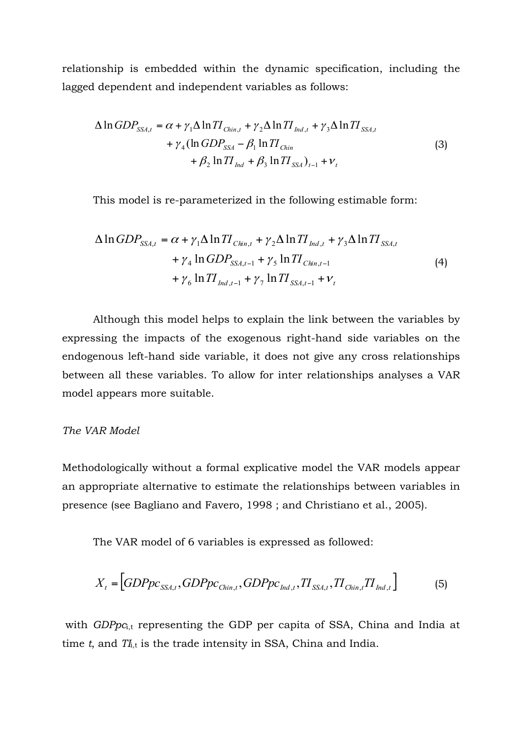relationship is embedded within the dynamic specification, including the lagged dependent and independent variables as follows:

$$
\begin{aligned}
\Delta \ln GDP_{SSA,t} = \alpha + \gamma_1 \Delta \ln TI_{Chin,t} + \gamma_2 \Delta \ln TI_{Ind,t} + \gamma_3 \Delta \ln TI_{SSA,t} \\
+ \gamma_4 (\ln GDP_{SSA} - \beta_1 \ln TI_{Chin} \\
+ \beta_2 \ln TI_{Ind} + \beta_3 \ln TI_{SSA})_{t-1} + \nu_t
\end{aligned}
\tag{3}
$$

This model is re-parameterized in the following estimable form:

$$
\begin{aligned}
\Delta \ln GDP_{SSA,t} = \alpha + \gamma_1 \Delta \ln TI_{Chin,t} + \gamma_2 \Delta \ln TI_{Ind,t} + \gamma_3 \Delta \ln TI_{SSA,t} \\
+ \gamma_4 \ln GDP_{SSA,t-1} + \gamma_5 \ln TI_{Chin,t-1} \\
+ \gamma_6 \ln TI_{Ind,t-1} + \gamma_7 \ln TI_{SSA,t-1} + \nu_t
\end{aligned}
\tag{4}
$$

Although this model helps to explain the link between the variables by expressing the impacts of the exogenous right-hand side variables on the endogenous left-hand side variable, it does not give any cross relationships between all these variables. To allow for inter relationships analyses a VAR model appears more suitable.

*The VAR Model*

Methodologically without a formal explicative model the VAR models appear an appropriate alternative to estimate the relationships between variables in presence (see Bagliano and Favero, 1998 ; and Christiano et al., 2005).

The VAR model of 6 variables is expressed as followed:

$$
X_t = \left[ GDPpc_{SSA,t}, GDPpc_{Chin,t}, GDPpc_{Ind,t}, TI_{SSA,t}, TI_{Chin,t} TI_{Ind,t} \right] \tag{5}
$$

with $GDPpc_{i,t}$ representing the GDP per capita of SSA, China and India at time $t$, and $TI_{i,t}$ is the trade intensity in SSA, China and India.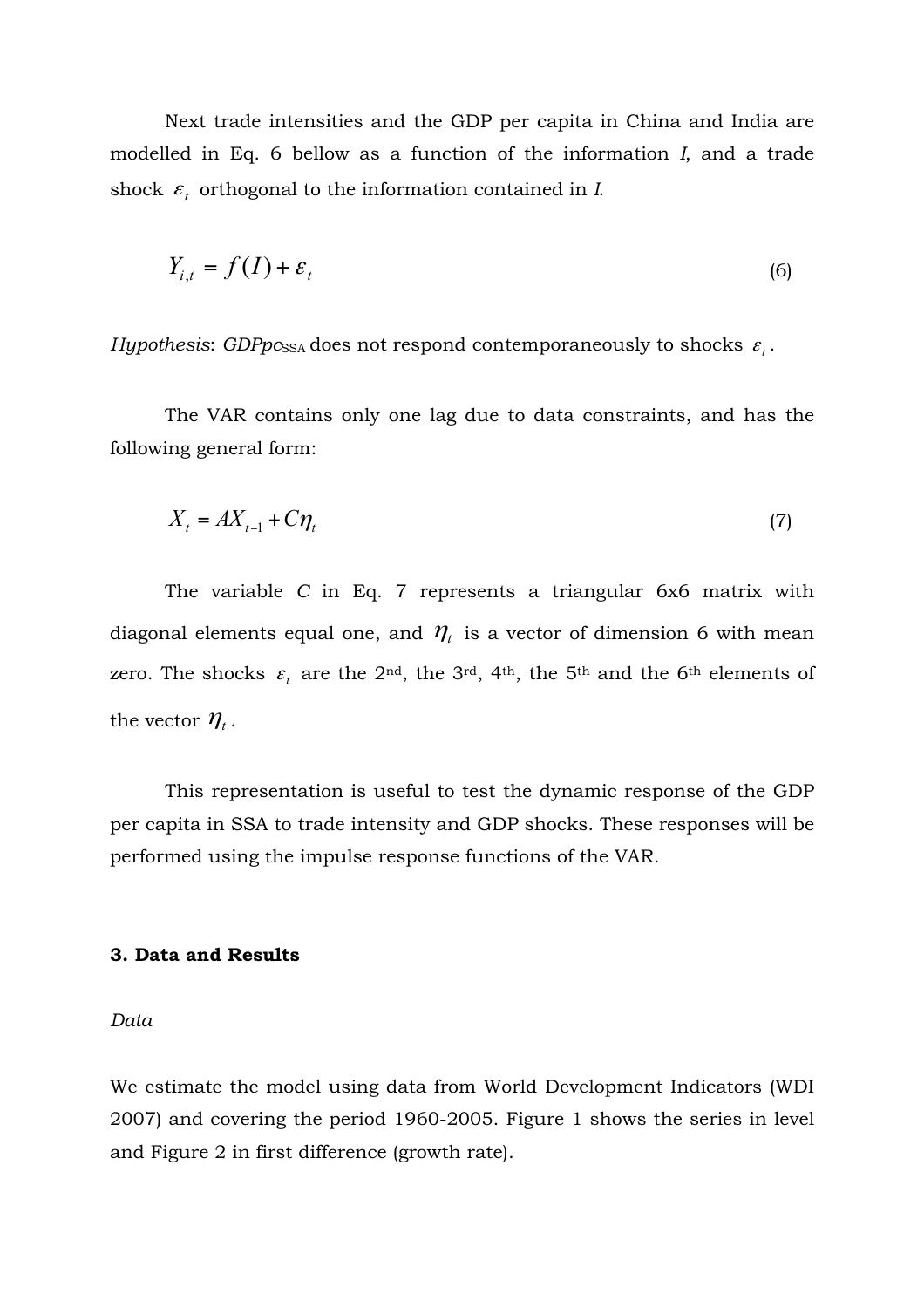Next trade intensities and the GDP per capita in China and India are modelled in Eq. 6 bellow as a function of the information *I*, and a trade shock $\varepsilon_t$ orthogonal to the information contained in *I*.

$$Y_{i,t} = f(I) + \varepsilon_t \tag{6}$$

*Hypothesis*: *GDPpc*$_{\text{SSA}}$ does not respond contemporaneously to shocks $\varepsilon_t$.

The VAR contains only one lag due to data constraints, and has the following general form:

$$X_t = AX_{t-1} + C\eta_t \tag{7}$$

The variable *C* in Eq. 7 represents a triangular 6x6 matrix with diagonal elements equal one, and $\eta_t$ is a vector of dimension 6 with mean zero. The shocks $\varepsilon_t$ are the 2nd, the 3rd, 4th, the 5th and the 6th elements of the vector $\eta_t$.

This representation is useful to test the dynamic response of the GDP per capita in SSA to trade intensity and GDP shocks. These responses will be performed using the impulse response functions of the VAR.

### 3. Data and Results

*Data*

We estimate the model using data from World Development Indicators (WDI 2007) and covering the period 1960-2005. Figure 1 shows the series in level and Figure 2 in first difference (growth rate).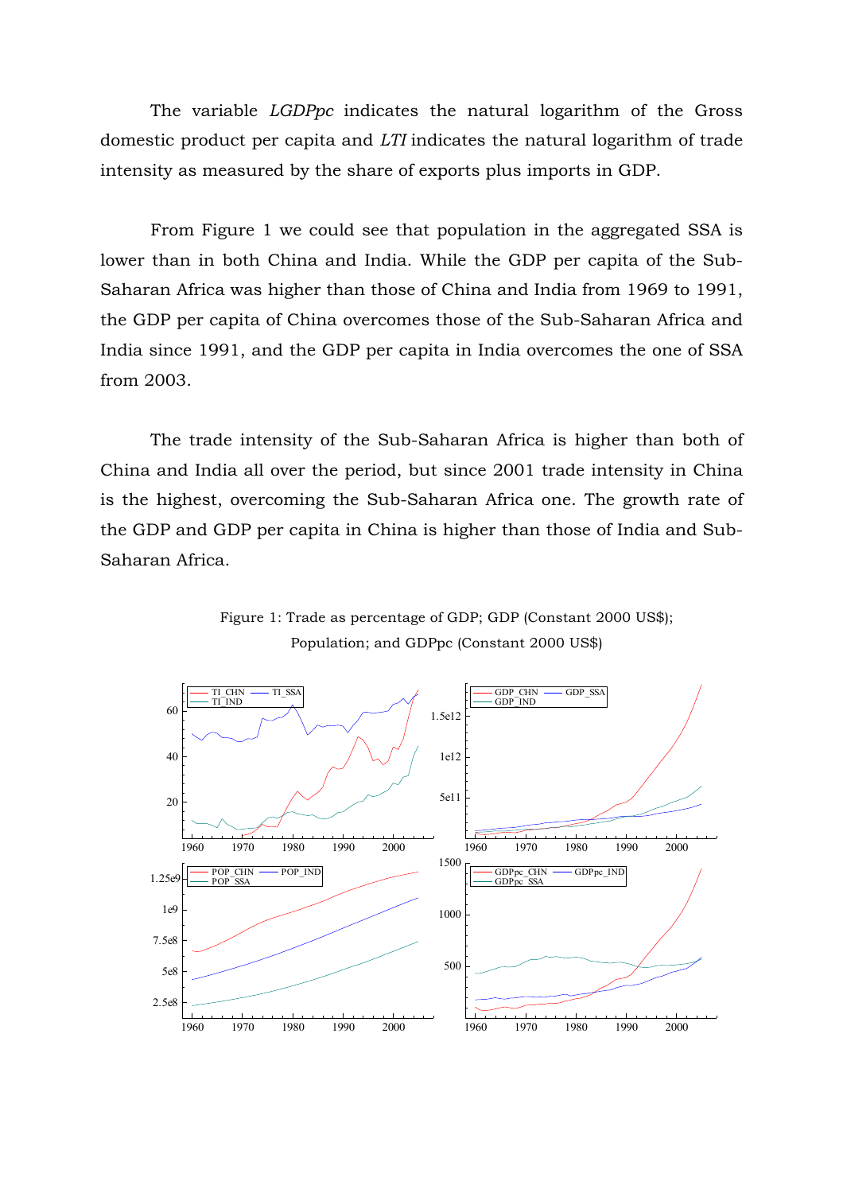The variable *LGDPpc* indicates the natural logarithm of the Gross domestic product per capita and *LTI* indicates the natural logarithm of trade intensity as measured by the share of exports plus imports in GDP.

From Figure 1 we could see that population in the aggregated SSA is lower than in both China and India. While the GDP per capita of the Sub-Saharan Africa was higher than those of China and India from 1969 to 1991, the GDP per capita of China overcomes those of the Sub-Saharan Africa and India since 1991, and the GDP per capita in India overcomes the one of SSA from 2003.

The trade intensity of the Sub-Saharan Africa is higher than both of China and India all over the period, but since 2001 trade intensity in China is the highest, overcoming the Sub-Saharan Africa one. The growth rate of the GDP and GDP per capita in China is higher than those of India and Sub-Saharan Africa.

Figure 1: Trade as percentage of GDP; GDP (Constant 2000 US$); Population; and GDPpc (Constant 2000 US$)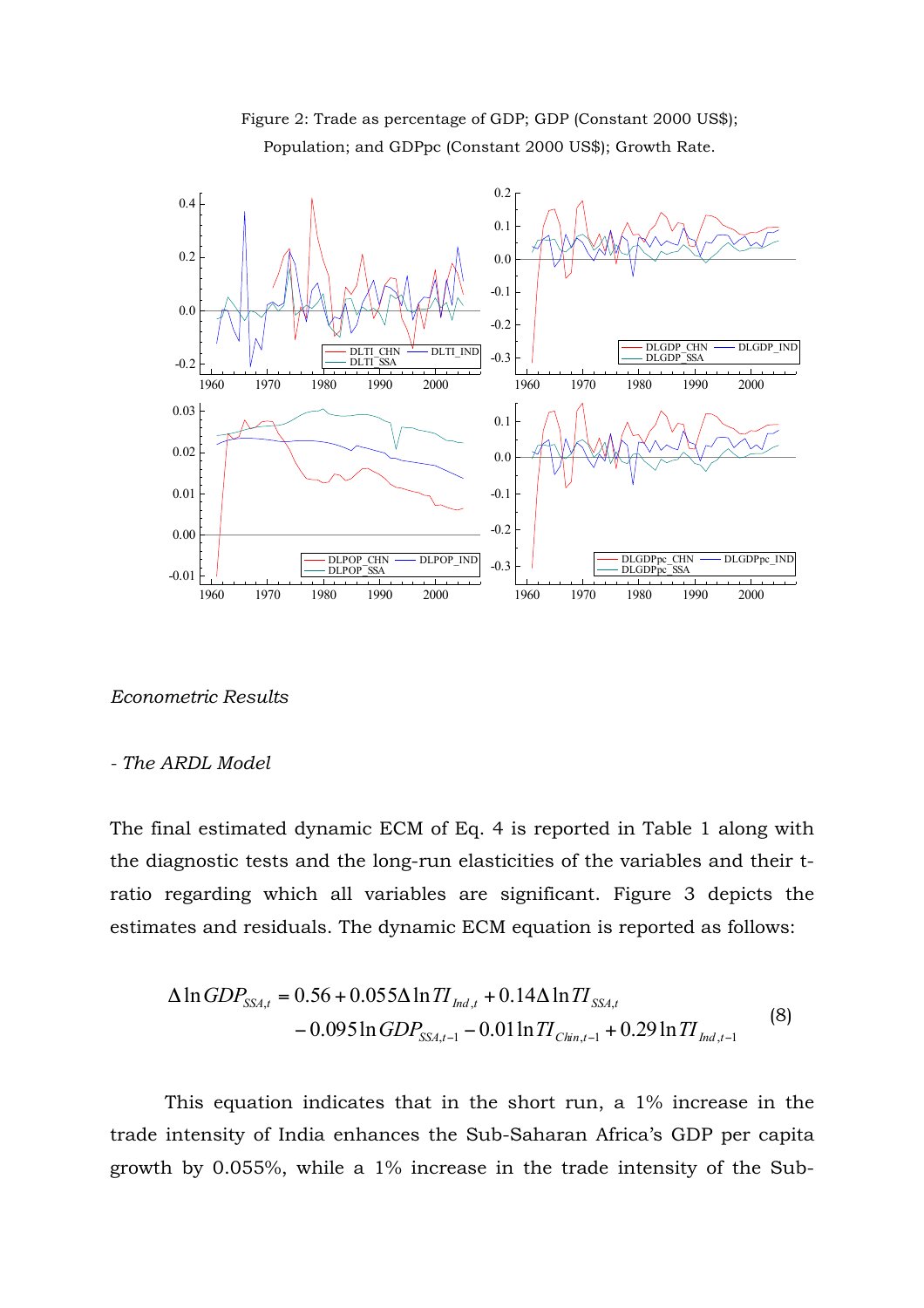Figure 2: Trade as percentage of GDP; GDP (Constant 2000 US$); Population; and GDPpc (Constant 2000 US$); Growth Rate.

*Econometric Results*

*- The ARDL Model*

The final estimated dynamic ECM of Eq. 4 is reported in Table 1 along with the diagnostic tests and the long-run elasticities of the variables and their t-ratio regarding which all variables are significant. Figure 3 depicts the estimates and residuals. The dynamic ECM equation is reported as follows:

$$\Delta \ln GDP_{SSA,t} = 0.56 + 0.055\Delta \ln TI_{Ind,t} + 0.14\Delta \ln TI_{SSA,t} - 0.095 \ln GDP_{SSA,t-1} - 0.01 \ln TI_{Chin,t-1} + 0.29 \ln TI_{Ind,t-1} \quad (8)$$

This equation indicates that in the short run, a 1% increase in the trade intensity of India enhances the Sub-Saharan Africa's GDP per capita growth by 0.055%, while a 1% increase in the trade intensity of the Sub-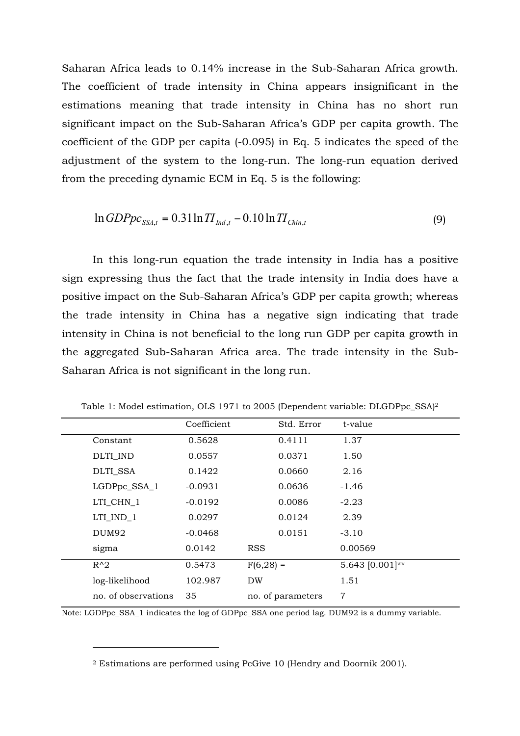Saharan Africa leads to 0.14% increase in the Sub-Saharan Africa growth. The coefficient of trade intensity in China appears insignificant in the estimations meaning that trade intensity in China has no short run significant impact on the Sub-Saharan Africa's GDP per capita growth. The coefficient of the GDP per capita (-0.095) in Eq. 5 indicates the speed of the adjustment of the system to the long-run. The long-run equation derived from the preceding dynamic ECM in Eq. 5 is the following:

$$\ln GDPpc_{SSA,t} = 0.31 \ln TI_{Ind,t} - 0.10 \ln TI_{Chin,t} \tag{9}$$

In this long-run equation the trade intensity in India has a positive sign expressing thus the fact that the trade intensity in India does have a positive impact on the Sub-Saharan Africa's GDP per capita growth; whereas the trade intensity in China has a negative sign indicating that trade intensity in China is not beneficial to the long run GDP per capita growth in the aggregated Sub-Saharan Africa area. The trade intensity in the Sub-Saharan Africa is not significant in the long run.

Table 1: Model estimation, OLS 1971 to 2005 (Dependent variable: DLGDPpc_SSA)[2]

| | Coefficient | | Std. Error | t-value |
|---|---|---|---|---|
| Constant | 0.5628 | | 0.4111 | 1.37 |
| DLTI_IND | 0.0557 | | 0.0371 | 1.50 |
| DLTI_SSA | 0.1422 | | 0.0660 | 2.16 |
| LGDPpc_SSA_1 | -0.0931 | | 0.0636 | -1.46 |
| LTI_CHN_1 | -0.0192 | | 0.0086 | -2.23 |
| LTI_IND_1 | 0.0297 | | 0.0124 | 2.39 |
| DUM92 | -0.0468 | | 0.0151 | -3.10 |
| sigma | 0.0142 | RSS | | 0.00569 |
| R^2 | 0.5473 | F(6,28) = | | 5.643 [0.001]** |
| log-likelihood | 102.987 | DW | | 1.51 |
| no. of observations | 35 | no. of parameters | | 7 |

Note: LGDPpc_SSA_1 indicates the log of GDPpc_SSA one period lag. DUM92 is a dummy variable.

[2] Estimations are performed using PcGive 10 (Hendry and Doornik 2001).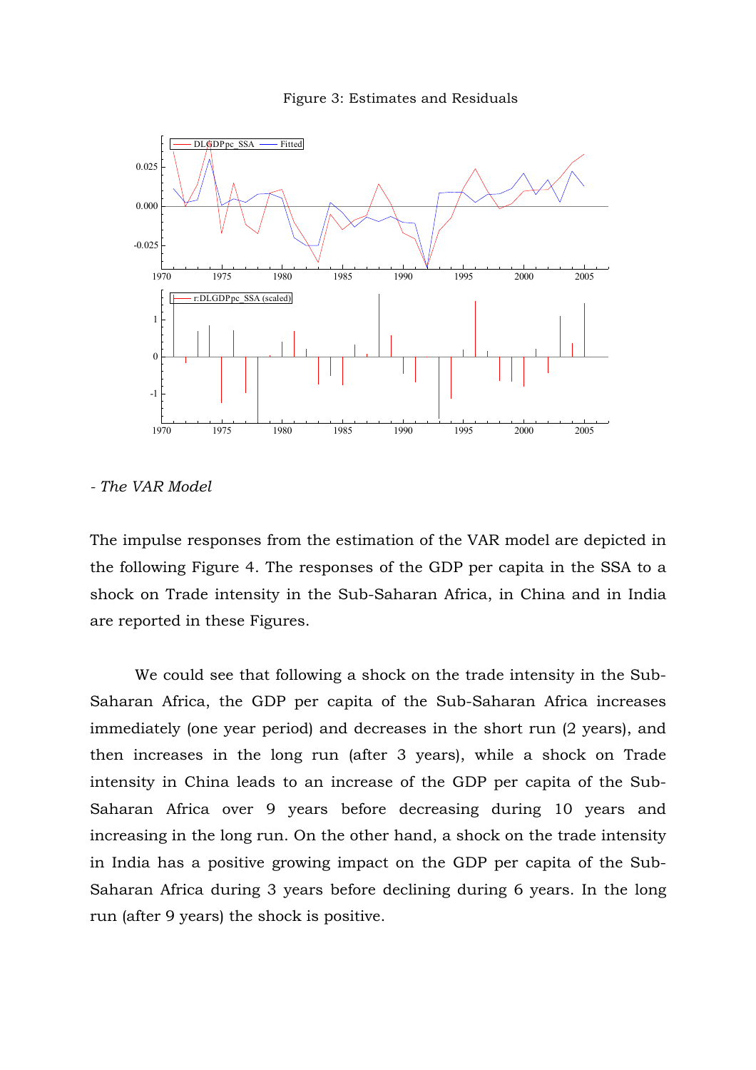Figure 3: Estimates and Residuals

- *The VAR Model*

The impulse responses from the estimation of the VAR model are depicted in the following Figure 4. The responses of the GDP per capita in the SSA to a shock on Trade intensity in the Sub-Saharan Africa, in China and in India are reported in these Figures.

We could see that following a shock on the trade intensity in the Sub-Saharan Africa, the GDP per capita of the Sub-Saharan Africa increases immediately (one year period) and decreases in the short run (2 years), and then increases in the long run (after 3 years), while a shock on Trade intensity in China leads to an increase of the GDP per capita of the Sub-Saharan Africa over 9 years before decreasing during 10 years and increasing in the long run. On the other hand, a shock on the trade intensity in India has a positive growing impact on the GDP per capita of the Sub-Saharan Africa during 3 years before declining during 6 years. In the long run (after 9 years) the shock is positive.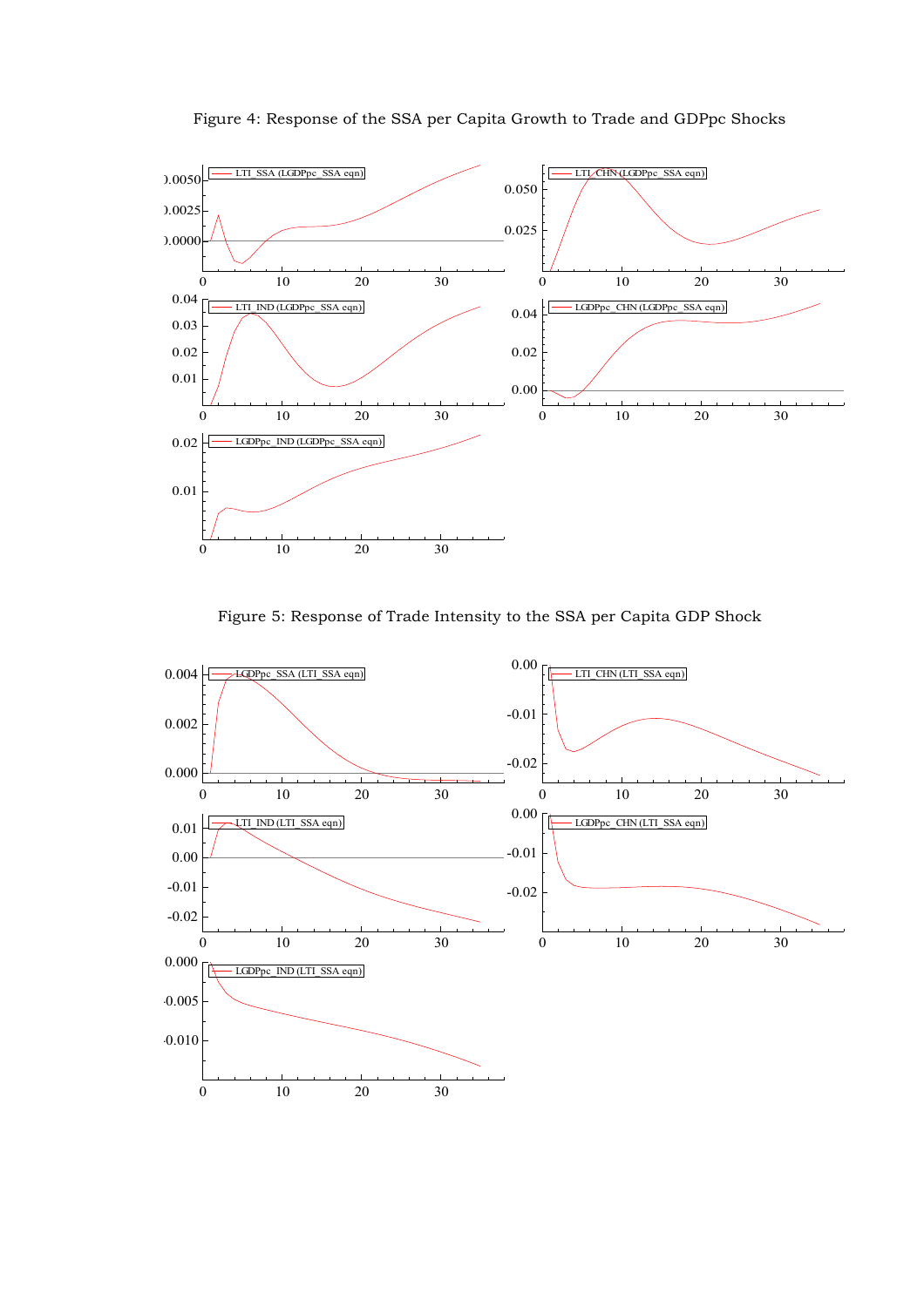Figure 4: Response of the SSA per Capita Growth to Trade and GDPpc Shocks

Figure 5: Response of Trade Intensity to the SSA per Capita GDP Shock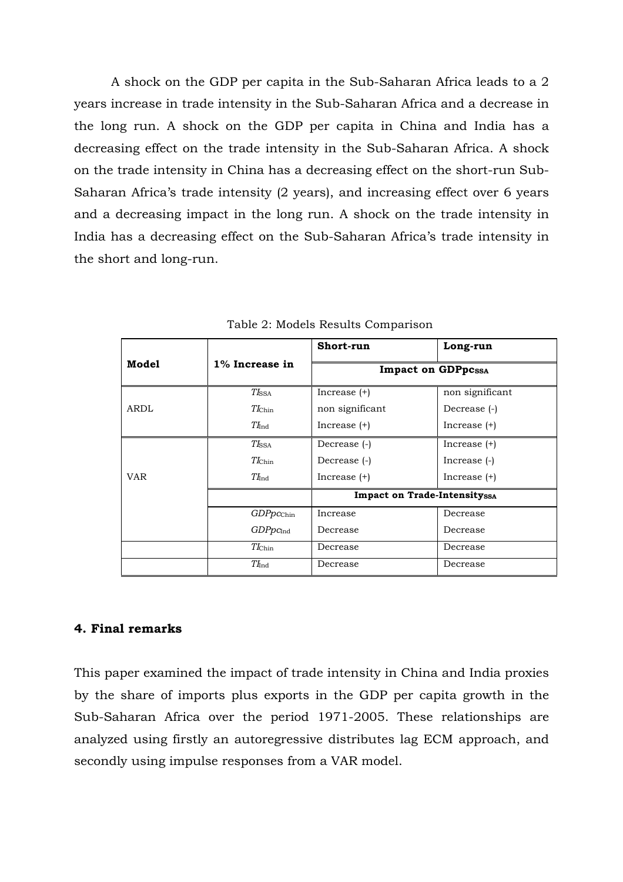A shock on the GDP per capita in the Sub-Saharan Africa leads to a 2 years increase in trade intensity in the Sub-Saharan Africa and a decrease in the long run. A shock on the GDP per capita in China and India has a decreasing effect on the trade intensity in the Sub-Saharan Africa. A shock on the trade intensity in China has a decreasing effect on the short-run Sub-Saharan Africa's trade intensity (2 years), and increasing effect over 6 years and a decreasing impact in the long run. A shock on the trade intensity in India has a decreasing effect on the Sub-Saharan Africa's trade intensity in the short and long-run.

Table 2: Models Results Comparison

| Model | 1% Increase in | Short-run | Long-run |
|---|---|---|---|
| | | Impact on $GDPpc_{SSA}$ | |
| ARDL | $TI_{SSA}$ | Increase (+) | non significant |
| | $TI_{Chin}$ | non significant | Decrease (-) |
| | $TI_{Ind}$ | Increase (+) | Increase (+) |
| VAR | $TI_{SSA}$ | Decrease (-) | Increase (+) |
| | $TI_{Chin}$ | Decrease (-) | Increase (-) |
| | $TI_{Ind}$ | Increase (+) | Increase (+) |
| | | Impact on Trade-Intensity$_{SSA}$ | |
| | $GDPpc_{Chin}$ | Increase | Decrease |
| | $GDPpc_{Ind}$ | Decrease | Decrease |
| | $TI_{Chin}$ | Decrease | Decrease |
| | $TI_{Ind}$ | Decrease | Decrease |

## 4. Final remarks

This paper examined the impact of trade intensity in China and India proxies by the share of imports plus exports in the GDP per capita growth in the Sub-Saharan Africa over the period 1971-2005. These relationships are analyzed using firstly an autoregressive distributes lag ECM approach, and secondly using impulse responses from a VAR model.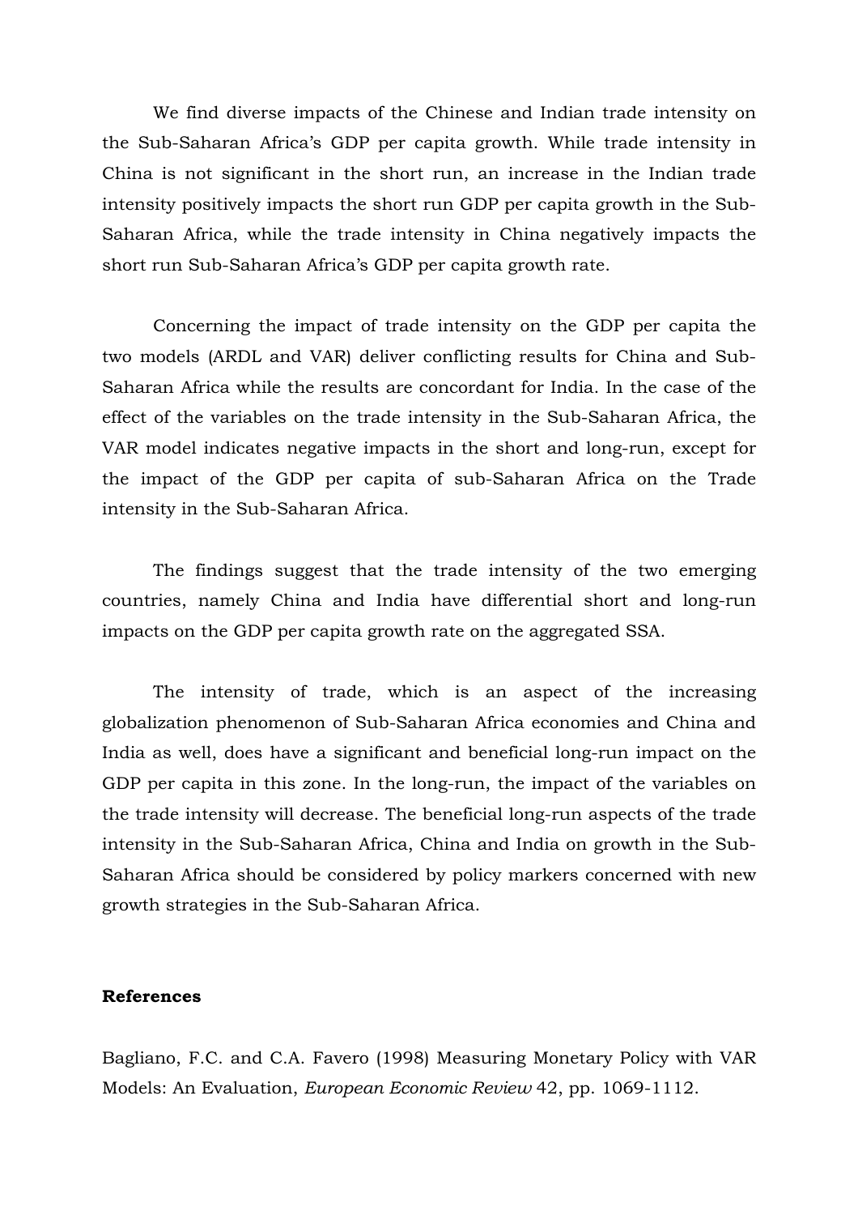We find diverse impacts of the Chinese and Indian trade intensity on the Sub-Saharan Africa's GDP per capita growth. While trade intensity in China is not significant in the short run, an increase in the Indian trade intensity positively impacts the short run GDP per capita growth in the Sub-Saharan Africa, while the trade intensity in China negatively impacts the short run Sub-Saharan Africa's GDP per capita growth rate.

Concerning the impact of trade intensity on the GDP per capita the two models (ARDL and VAR) deliver conflicting results for China and Sub-Saharan Africa while the results are concordant for India. In the case of the effect of the variables on the trade intensity in the Sub-Saharan Africa, the VAR model indicates negative impacts in the short and long-run, except for the impact of the GDP per capita of sub-Saharan Africa on the Trade intensity in the Sub-Saharan Africa.

The findings suggest that the trade intensity of the two emerging countries, namely China and India have differential short and long-run impacts on the GDP per capita growth rate on the aggregated SSA.

The intensity of trade, which is an aspect of the increasing globalization phenomenon of Sub-Saharan Africa economies and China and India as well, does have a significant and beneficial long-run impact on the GDP per capita in this zone. In the long-run, the impact of the variables on the trade intensity will decrease. The beneficial long-run aspects of the trade intensity in the Sub-Saharan Africa, China and India on growth in the Sub-Saharan Africa should be considered by policy markers concerned with new growth strategies in the Sub-Saharan Africa.

**References**

Bagliano, F.C. and C.A. Favero (1998) Measuring Monetary Policy with VAR Models: An Evaluation, *European Economic Review* 42, pp. 1069-1112.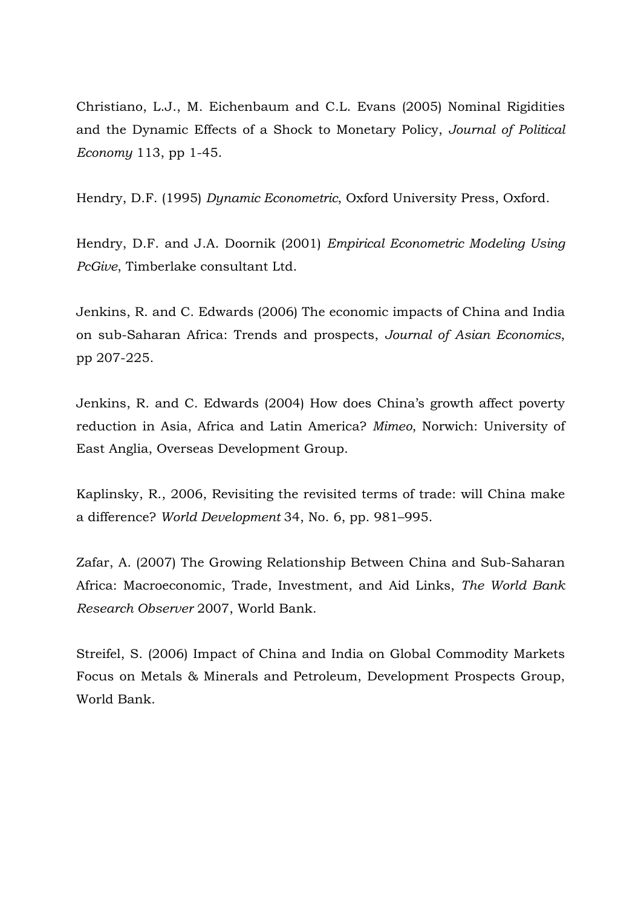Christiano, L.J., M. Eichenbaum and C.L. Evans (2005) Nominal Rigidities and the Dynamic Effects of a Shock to Monetary Policy, *Journal of Political Economy* 113, pp 1-45.

Hendry, D.F. (1995) *Dynamic Econometric*, Oxford University Press, Oxford.

Hendry, D.F. and J.A. Doornik (2001) *Empirical Econometric Modeling Using PcGive*, Timberlake consultant Ltd.

Jenkins, R. and C. Edwards (2006) The economic impacts of China and India on sub-Saharan Africa: Trends and prospects, *Journal of Asian Economics*, pp 207-225.

Jenkins, R. and C. Edwards (2004) How does China's growth affect poverty reduction in Asia, Africa and Latin America? *Mimeo*, Norwich: University of East Anglia, Overseas Development Group.

Kaplinsky, R., 2006, Revisiting the revisited terms of trade: will China make a difference? *World Development* 34, No. 6, pp. 981–995.

Zafar, A. (2007) The Growing Relationship Between China and Sub-Saharan Africa: Macroeconomic, Trade, Investment, and Aid Links, *The World Bank Research Observer* 2007, World Bank.

Streifel, S. (2006) Impact of China and India on Global Commodity Markets Focus on Metals & Minerals and Petroleum, Development Prospects Group, World Bank.